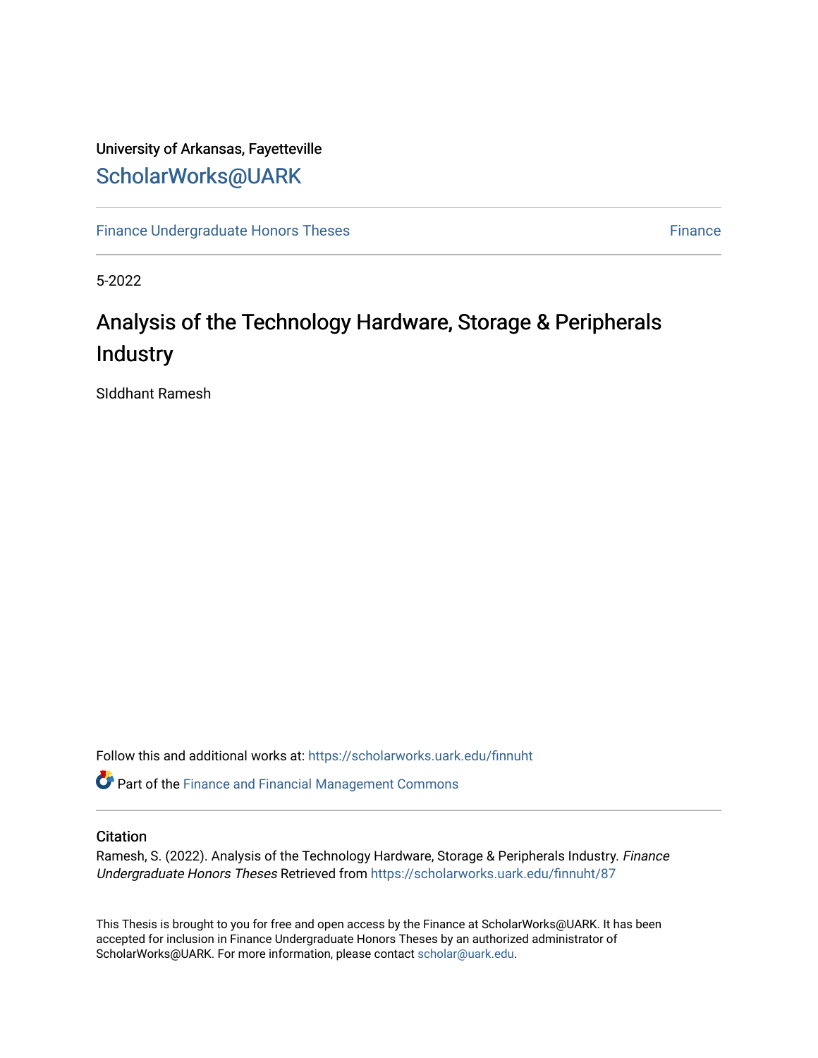University of Arkansas, Fayetteville

# ScholarWorks@UARK

Finance Undergraduate Honors Theses | Finance

5-2022

## Analysis of the Technology Hardware, Storage & Peripherals Industry

SIddhant Ramesh

Follow this and additional works at: https://scholarworks.uark.edu/finnuht

Part of the Finance and Financial Management Commons

### Citation

Ramesh, S. (2022). Analysis of the Technology Hardware, Storage & Peripherals Industry. *Finance Undergraduate Honors Theses* Retrieved from https://scholarworks.uark.edu/finnuht/87

This Thesis is brought to you for free and open access by the Finance at ScholarWorks@UARK. It has been accepted for inclusion in Finance Undergraduate Honors Theses by an authorized administrator of ScholarWorks@UARK. For more information, please contact scholar@uark.edu.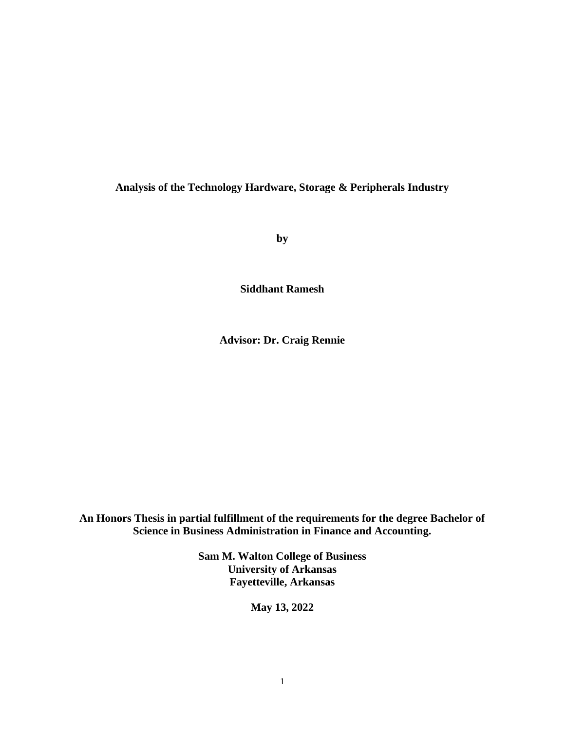**Analysis of the Technology Hardware, Storage & Peripherals Industry**

**by**

**Siddhant Ramesh**

**Advisor: Dr. Craig Rennie**

**An Honors Thesis in partial fulfillment of the requirements for the degree Bachelor of Science in Business Administration in Finance and Accounting.**

**Sam M. Walton College of Business**
**University of Arkansas**
**Fayetteville, Arkansas**

**May 13, 2022**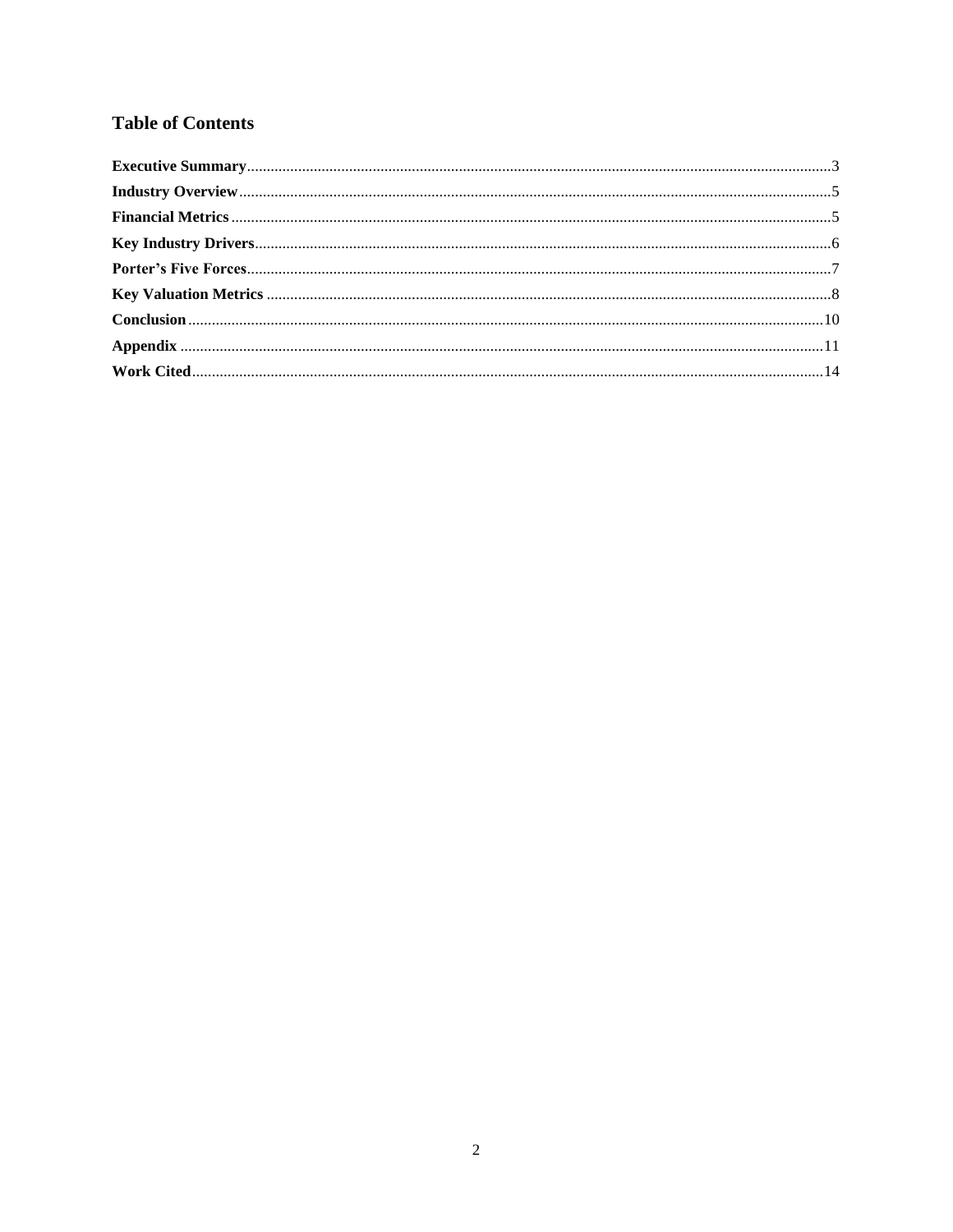## Table of Contents

**Executive Summary**......................................................................3
**Industry Overview**.......................................................................5
**Financial Metrics**.......................................................................5
**Key Industry Drivers**....................................................................6
**Porter's Five Forces**....................................................................7
**Key Valuation Metrics**...................................................................8
**Conclusion**..............................................................................10
**Appendix**................................................................................11
**Work Cited**..............................................................................14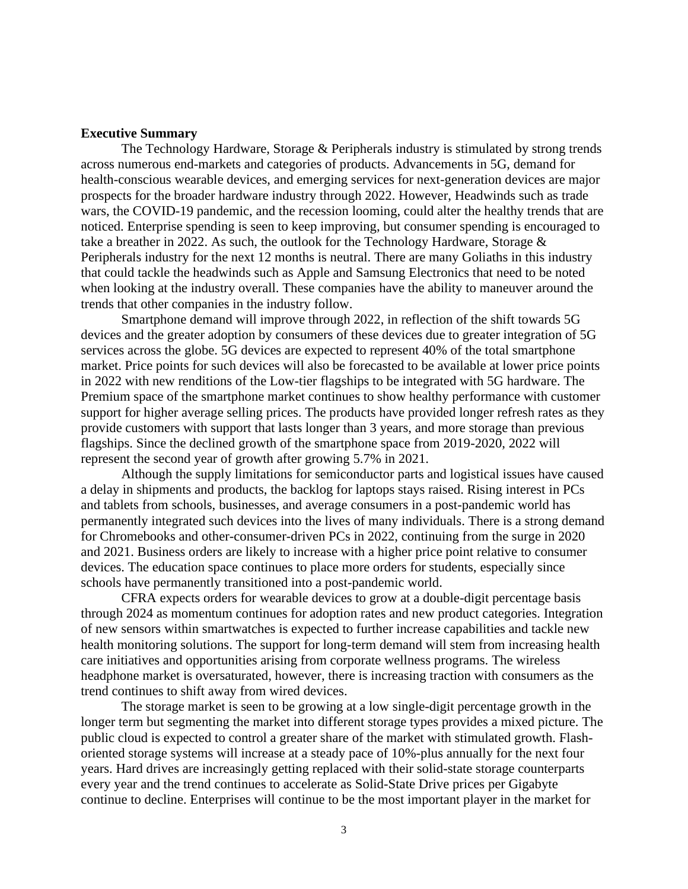**Executive Summary**

The Technology Hardware, Storage & Peripherals industry is stimulated by strong trends across numerous end-markets and categories of products. Advancements in 5G, demand for health-conscious wearable devices, and emerging services for next-generation devices are major prospects for the broader hardware industry through 2022. However, Headwinds such as trade wars, the COVID-19 pandemic, and the recession looming, could alter the healthy trends that are noticed. Enterprise spending is seen to keep improving, but consumer spending is encouraged to take a breather in 2022. As such, the outlook for the Technology Hardware, Storage & Peripherals industry for the next 12 months is neutral. There are many Goliaths in this industry that could tackle the headwinds such as Apple and Samsung Electronics that need to be noted when looking at the industry overall. These companies have the ability to maneuver around the trends that other companies in the industry follow.

Smartphone demand will improve through 2022, in reflection of the shift towards 5G devices and the greater adoption by consumers of these devices due to greater integration of 5G services across the globe. 5G devices are expected to represent 40% of the total smartphone market. Price points for such devices will also be forecasted to be available at lower price points in 2022 with new renditions of the Low-tier flagships to be integrated with 5G hardware. The Premium space of the smartphone market continues to show healthy performance with customer support for higher average selling prices. The products have provided longer refresh rates as they provide customers with support that lasts longer than 3 years, and more storage than previous flagships. Since the declined growth of the smartphone space from 2019-2020, 2022 will represent the second year of growth after growing 5.7% in 2021.

Although the supply limitations for semiconductor parts and logistical issues have caused a delay in shipments and products, the backlog for laptops stays raised. Rising interest in PCs and tablets from schools, businesses, and average consumers in a post-pandemic world has permanently integrated such devices into the lives of many individuals. There is a strong demand for Chromebooks and other-consumer-driven PCs in 2022, continuing from the surge in 2020 and 2021. Business orders are likely to increase with a higher price point relative to consumer devices. The education space continues to place more orders for students, especially since schools have permanently transitioned into a post-pandemic world.

CFRA expects orders for wearable devices to grow at a double-digit percentage basis through 2024 as momentum continues for adoption rates and new product categories. Integration of new sensors within smartwatches is expected to further increase capabilities and tackle new health monitoring solutions. The support for long-term demand will stem from increasing health care initiatives and opportunities arising from corporate wellness programs. The wireless headphone market is oversaturated, however, there is increasing traction with consumers as the trend continues to shift away from wired devices.

The storage market is seen to be growing at a low single-digit percentage growth in the longer term but segmenting the market into different storage types provides a mixed picture. The public cloud is expected to control a greater share of the market with stimulated growth. Flash-oriented storage systems will increase at a steady pace of 10%-plus annually for the next four years. Hard drives are increasingly getting replaced with their solid-state storage counterparts every year and the trend continues to accelerate as Solid-State Drive prices per Gigabyte continue to decline. Enterprises will continue to be the most important player in the market for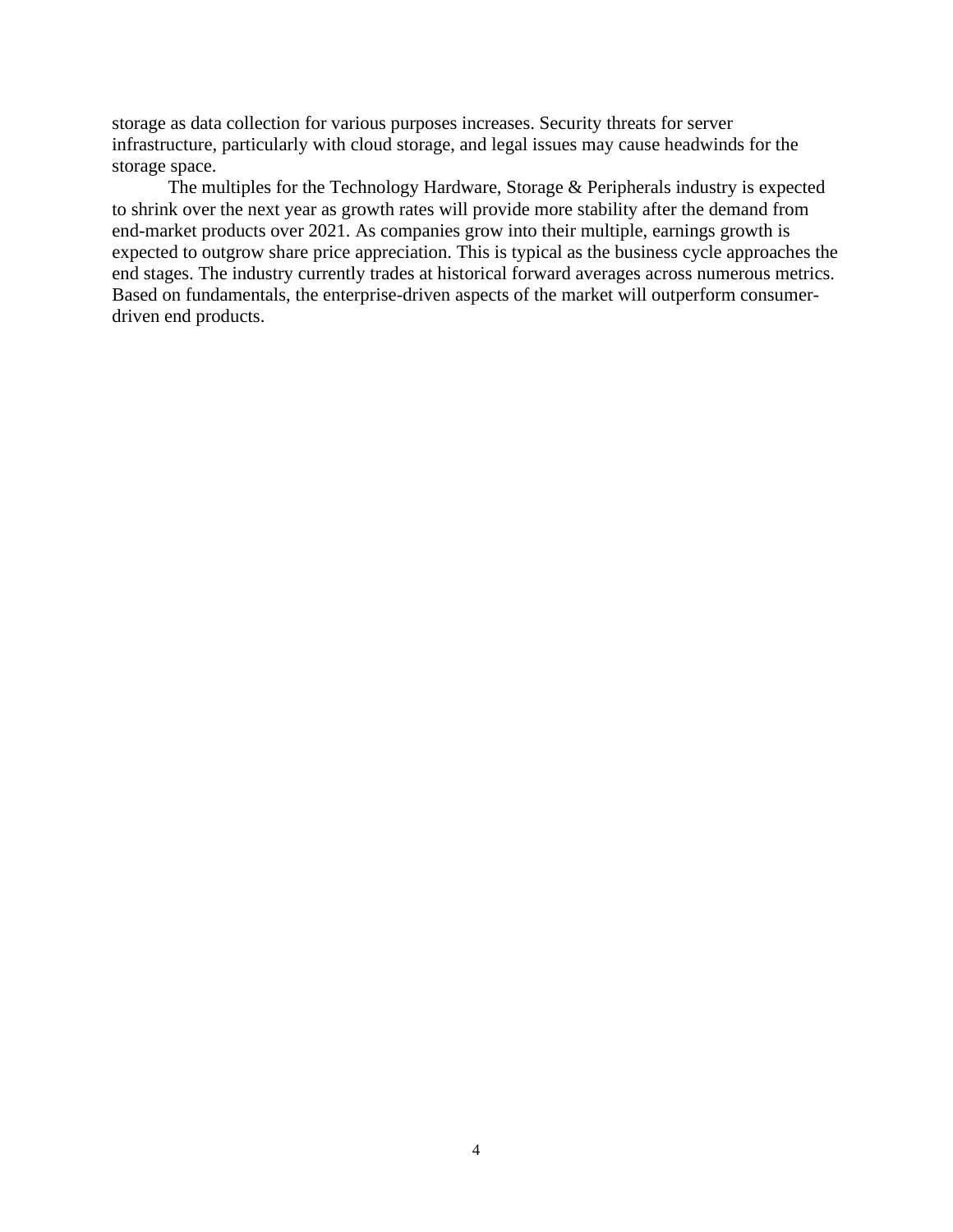storage as data collection for various purposes increases. Security threats for server infrastructure, particularly with cloud storage, and legal issues may cause headwinds for the storage space.

The multiples for the Technology Hardware, Storage & Peripherals industry is expected to shrink over the next year as growth rates will provide more stability after the demand from end-market products over 2021. As companies grow into their multiple, earnings growth is expected to outgrow share price appreciation. This is typical as the business cycle approaches the end stages. The industry currently trades at historical forward averages across numerous metrics. Based on fundamentals, the enterprise-driven aspects of the market will outperform consumer-driven end products.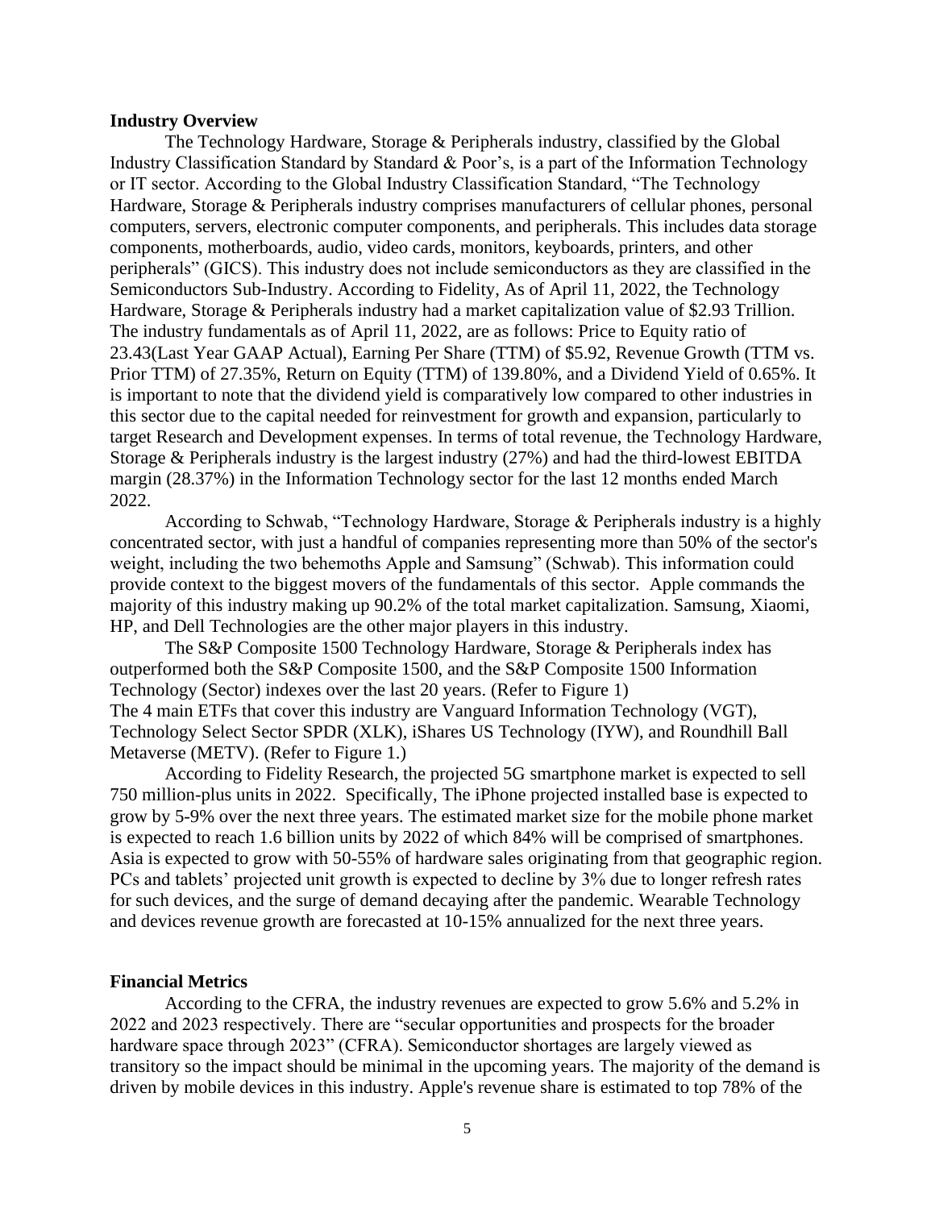**Industry Overview**

The Technology Hardware, Storage & Peripherals industry, classified by the Global Industry Classification Standard by Standard & Poor's, is a part of the Information Technology or IT sector. According to the Global Industry Classification Standard, "The Technology Hardware, Storage & Peripherals industry comprises manufacturers of cellular phones, personal computers, servers, electronic computer components, and peripherals. This includes data storage components, motherboards, audio, video cards, monitors, keyboards, printers, and other peripherals" (GICS). This industry does not include semiconductors as they are classified in the Semiconductors Sub-Industry. According to Fidelity, As of April 11, 2022, the Technology Hardware, Storage & Peripherals industry had a market capitalization value of $2.93 Trillion. The industry fundamentals as of April 11, 2022, are as follows: Price to Equity ratio of 23.43(Last Year GAAP Actual), Earning Per Share (TTM) of $5.92, Revenue Growth (TTM vs. Prior TTM) of 27.35%, Return on Equity (TTM) of 139.80%, and a Dividend Yield of 0.65%. It is important to note that the dividend yield is comparatively low compared to other industries in this sector due to the capital needed for reinvestment for growth and expansion, particularly to target Research and Development expenses. In terms of total revenue, the Technology Hardware, Storage & Peripherals industry is the largest industry (27%) and had the third-lowest EBITDA margin (28.37%) in the Information Technology sector for the last 12 months ended March 2022.

According to Schwab, "Technology Hardware, Storage & Peripherals industry is a highly concentrated sector, with just a handful of companies representing more than 50% of the sector's weight, including the two behemoths Apple and Samsung" (Schwab). This information could provide context to the biggest movers of the fundamentals of this sector. Apple commands the majority of this industry making up 90.2% of the total market capitalization. Samsung, Xiaomi, HP, and Dell Technologies are the other major players in this industry.

The S&P Composite 1500 Technology Hardware, Storage & Peripherals index has outperformed both the S&P Composite 1500, and the S&P Composite 1500 Information Technology (Sector) indexes over the last 20 years. (Refer to Figure 1)
The 4 main ETFs that cover this industry are Vanguard Information Technology (VGT), Technology Select Sector SPDR (XLK), iShares US Technology (IYW), and Roundhill Ball Metaverse (METV). (Refer to Figure 1.)

According to Fidelity Research, the projected 5G smartphone market is expected to sell 750 million-plus units in 2022. Specifically, The iPhone projected installed base is expected to grow by 5-9% over the next three years. The estimated market size for the mobile phone market is expected to reach 1.6 billion units by 2022 of which 84% will be comprised of smartphones. Asia is expected to grow with 50-55% of hardware sales originating from that geographic region. PCs and tablets' projected unit growth is expected to decline by 3% due to longer refresh rates for such devices, and the surge of demand decaying after the pandemic. Wearable Technology and devices revenue growth are forecasted at 10-15% annualized for the next three years.

**Financial Metrics**

According to the CFRA, the industry revenues are expected to grow 5.6% and 5.2% in 2022 and 2023 respectively. There are "secular opportunities and prospects for the broader hardware space through 2023" (CFRA). Semiconductor shortages are largely viewed as transitory so the impact should be minimal in the upcoming years. The majority of the demand is driven by mobile devices in this industry. Apple's revenue share is estimated to top 78% of the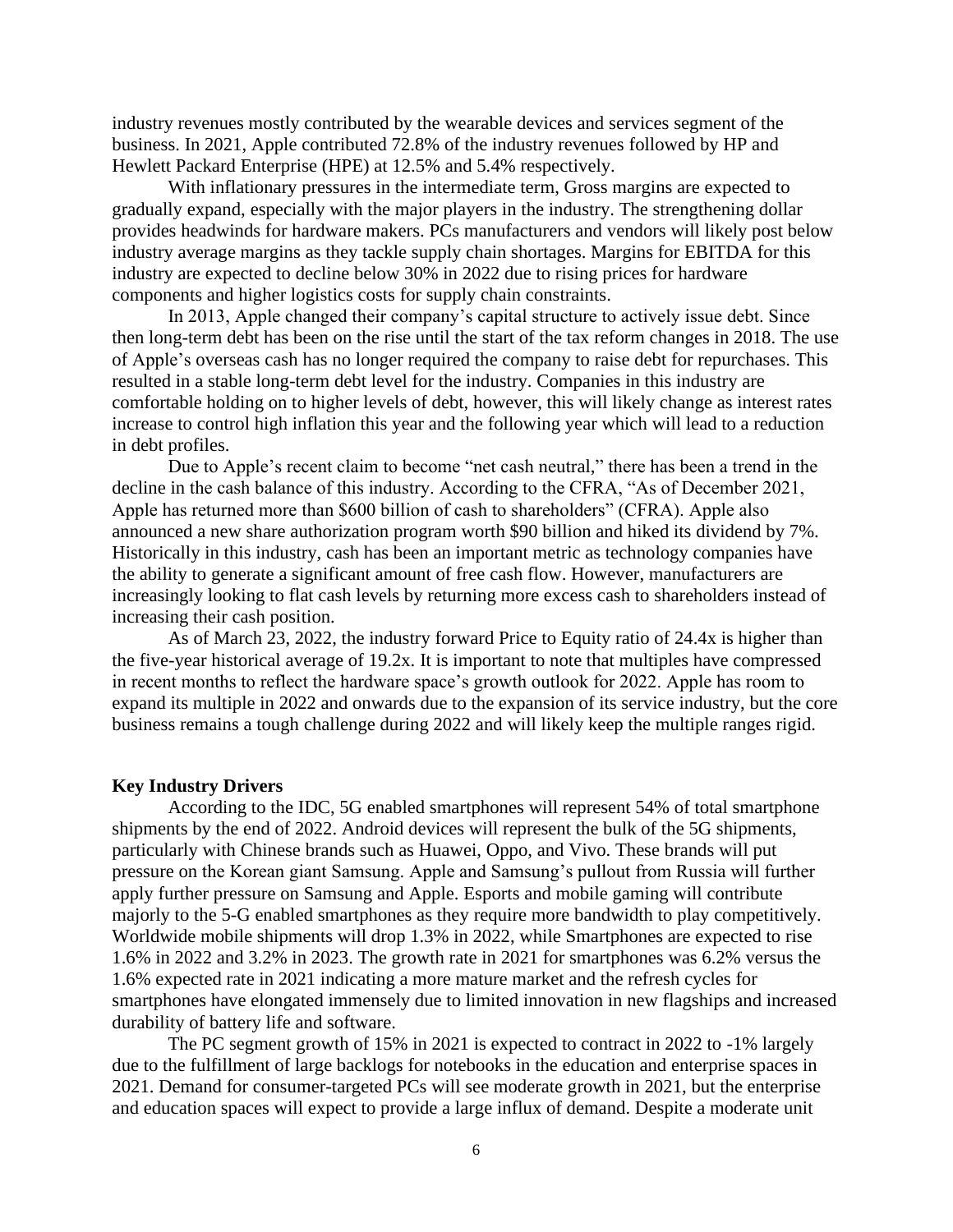industry revenues mostly contributed by the wearable devices and services segment of the business. In 2021, Apple contributed 72.8% of the industry revenues followed by HP and Hewlett Packard Enterprise (HPE) at 12.5% and 5.4% respectively.

With inflationary pressures in the intermediate term, Gross margins are expected to gradually expand, especially with the major players in the industry. The strengthening dollar provides headwinds for hardware makers. PCs manufacturers and vendors will likely post below industry average margins as they tackle supply chain shortages. Margins for EBITDA for this industry are expected to decline below 30% in 2022 due to rising prices for hardware components and higher logistics costs for supply chain constraints.

In 2013, Apple changed their company's capital structure to actively issue debt. Since then long-term debt has been on the rise until the start of the tax reform changes in 2018. The use of Apple's overseas cash has no longer required the company to raise debt for repurchases. This resulted in a stable long-term debt level for the industry. Companies in this industry are comfortable holding on to higher levels of debt, however, this will likely change as interest rates increase to control high inflation this year and the following year which will lead to a reduction in debt profiles.

Due to Apple's recent claim to become "net cash neutral," there has been a trend in the decline in the cash balance of this industry. According to the CFRA, "As of December 2021, Apple has returned more than $600 billion of cash to shareholders" (CFRA). Apple also announced a new share authorization program worth $90 billion and hiked its dividend by 7%. Historically in this industry, cash has been an important metric as technology companies have the ability to generate a significant amount of free cash flow. However, manufacturers are increasingly looking to flat cash levels by returning more excess cash to shareholders instead of increasing their cash position.

As of March 23, 2022, the industry forward Price to Equity ratio of 24.4x is higher than the five-year historical average of 19.2x. It is important to note that multiples have compressed in recent months to reflect the hardware space's growth outlook for 2022. Apple has room to expand its multiple in 2022 and onwards due to the expansion of its service industry, but the core business remains a tough challenge during 2022 and will likely keep the multiple ranges rigid.

**Key Industry Drivers**

According to the IDC, 5G enabled smartphones will represent 54% of total smartphone shipments by the end of 2022. Android devices will represent the bulk of the 5G shipments, particularly with Chinese brands such as Huawei, Oppo, and Vivo. These brands will put pressure on the Korean giant Samsung. Apple and Samsung's pullout from Russia will further apply further pressure on Samsung and Apple. Esports and mobile gaming will contribute majorly to the 5-G enabled smartphones as they require more bandwidth to play competitively. Worldwide mobile shipments will drop 1.3% in 2022, while Smartphones are expected to rise 1.6% in 2022 and 3.2% in 2023. The growth rate in 2021 for smartphones was 6.2% versus the 1.6% expected rate in 2021 indicating a more mature market and the refresh cycles for smartphones have elongated immensely due to limited innovation in new flagships and increased durability of battery life and software.

The PC segment growth of 15% in 2021 is expected to contract in 2022 to -1% largely due to the fulfillment of large backlogs for notebooks in the education and enterprise spaces in 2021. Demand for consumer-targeted PCs will see moderate growth in 2021, but the enterprise and education spaces will expect to provide a large influx of demand. Despite a moderate unit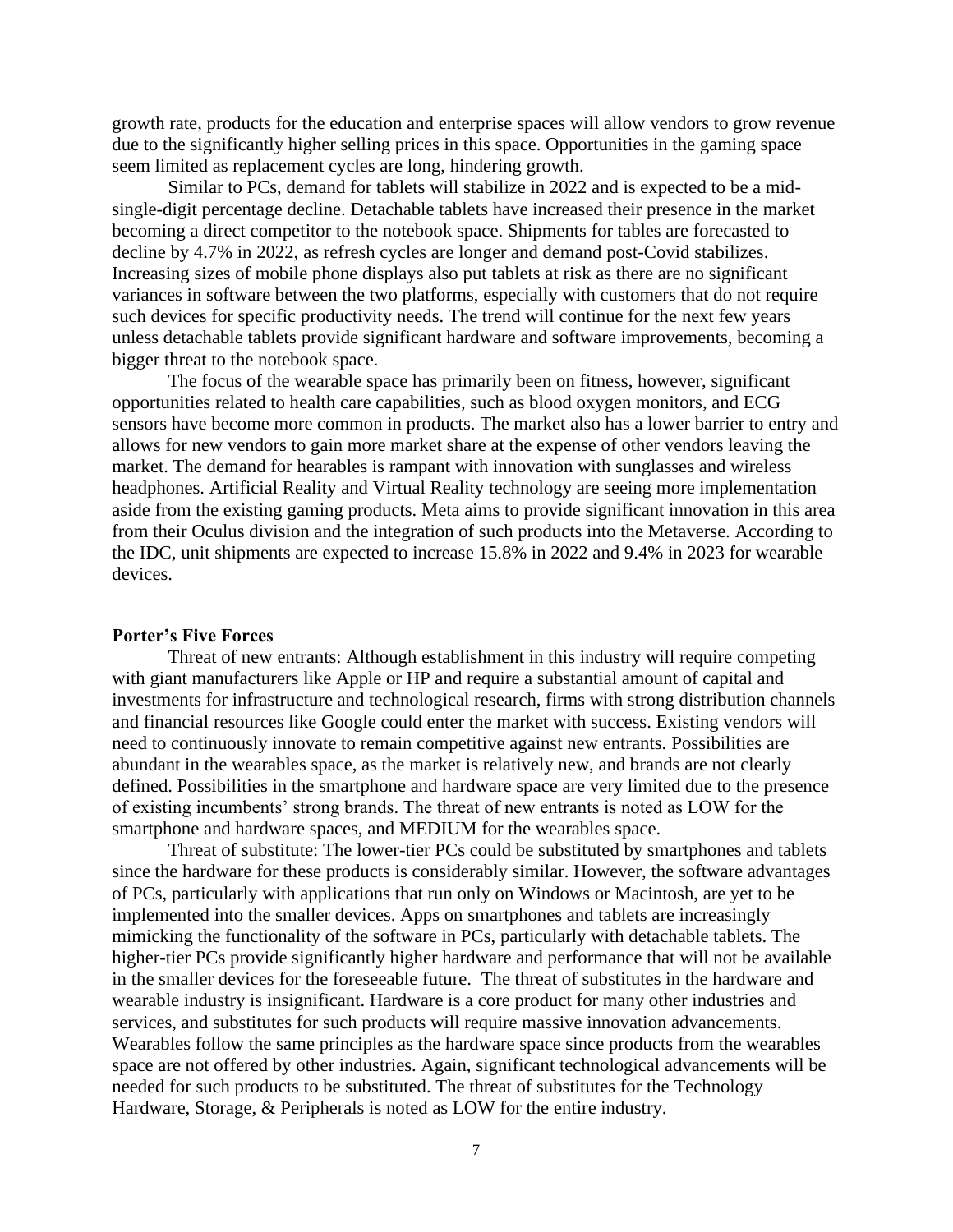growth rate, products for the education and enterprise spaces will allow vendors to grow revenue due to the significantly higher selling prices in this space. Opportunities in the gaming space seem limited as replacement cycles are long, hindering growth.

Similar to PCs, demand for tablets will stabilize in 2022 and is expected to be a mid-single-digit percentage decline. Detachable tablets have increased their presence in the market becoming a direct competitor to the notebook space. Shipments for tables are forecasted to decline by 4.7% in 2022, as refresh cycles are longer and demand post-Covid stabilizes. Increasing sizes of mobile phone displays also put tablets at risk as there are no significant variances in software between the two platforms, especially with customers that do not require such devices for specific productivity needs. The trend will continue for the next few years unless detachable tablets provide significant hardware and software improvements, becoming a bigger threat to the notebook space.

The focus of the wearable space has primarily been on fitness, however, significant opportunities related to health care capabilities, such as blood oxygen monitors, and ECG sensors have become more common in products. The market also has a lower barrier to entry and allows for new vendors to gain more market share at the expense of other vendors leaving the market. The demand for hearables is rampant with innovation with sunglasses and wireless headphones. Artificial Reality and Virtual Reality technology are seeing more implementation aside from the existing gaming products. Meta aims to provide significant innovation in this area from their Oculus division and the integration of such products into the Metaverse. According to the IDC, unit shipments are expected to increase 15.8% in 2022 and 9.4% in 2023 for wearable devices.

**Porter's Five Forces**

Threat of new entrants: Although establishment in this industry will require competing with giant manufacturers like Apple or HP and require a substantial amount of capital and investments for infrastructure and technological research, firms with strong distribution channels and financial resources like Google could enter the market with success. Existing vendors will need to continuously innovate to remain competitive against new entrants. Possibilities are abundant in the wearables space, as the market is relatively new, and brands are not clearly defined. Possibilities in the smartphone and hardware space are very limited due to the presence of existing incumbents' strong brands. The threat of new entrants is noted as LOW for the smartphone and hardware spaces, and MEDIUM for the wearables space.

Threat of substitute: The lower-tier PCs could be substituted by smartphones and tablets since the hardware for these products is considerably similar. However, the software advantages of PCs, particularly with applications that run only on Windows or Macintosh, are yet to be implemented into the smaller devices. Apps on smartphones and tablets are increasingly mimicking the functionality of the software in PCs, particularly with detachable tablets. The higher-tier PCs provide significantly higher hardware and performance that will not be available in the smaller devices for the foreseeable future. The threat of substitutes in the hardware and wearable industry is insignificant. Hardware is a core product for many other industries and services, and substitutes for such products will require massive innovation advancements. Wearables follow the same principles as the hardware space since products from the wearables space are not offered by other industries. Again, significant technological advancements will be needed for such products to be substituted. The threat of substitutes for the Technology Hardware, Storage, & Peripherals is noted as LOW for the entire industry.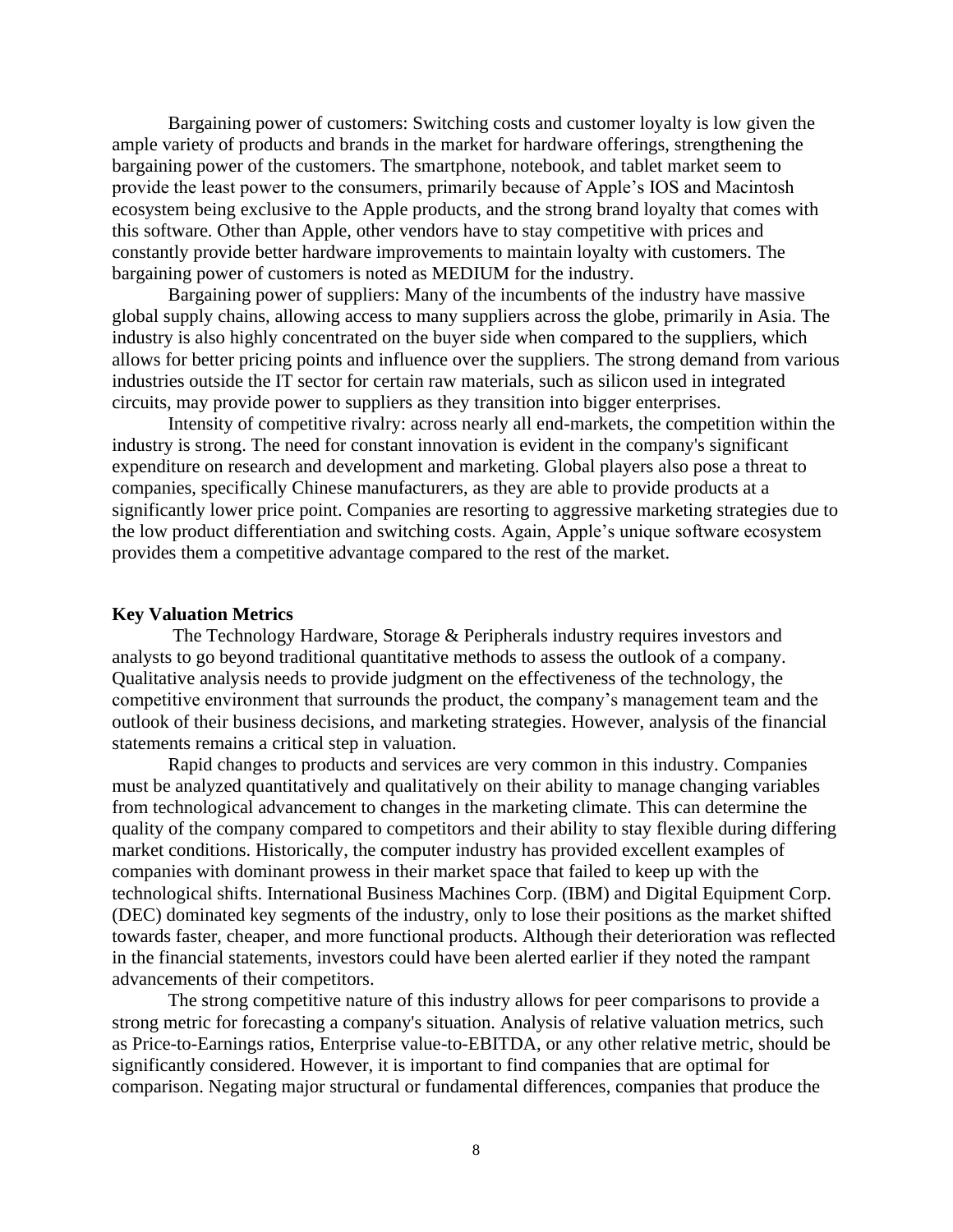Bargaining power of customers: Switching costs and customer loyalty is low given the ample variety of products and brands in the market for hardware offerings, strengthening the bargaining power of the customers. The smartphone, notebook, and tablet market seem to provide the least power to the consumers, primarily because of Apple's IOS and Macintosh ecosystem being exclusive to the Apple products, and the strong brand loyalty that comes with this software. Other than Apple, other vendors have to stay competitive with prices and constantly provide better hardware improvements to maintain loyalty with customers. The bargaining power of customers is noted as MEDIUM for the industry.

Bargaining power of suppliers: Many of the incumbents of the industry have massive global supply chains, allowing access to many suppliers across the globe, primarily in Asia. The industry is also highly concentrated on the buyer side when compared to the suppliers, which allows for better pricing points and influence over the suppliers. The strong demand from various industries outside the IT sector for certain raw materials, such as silicon used in integrated circuits, may provide power to suppliers as they transition into bigger enterprises.

Intensity of competitive rivalry: across nearly all end-markets, the competition within the industry is strong. The need for constant innovation is evident in the company's significant expenditure on research and development and marketing. Global players also pose a threat to companies, specifically Chinese manufacturers, as they are able to provide products at a significantly lower price point. Companies are resorting to aggressive marketing strategies due to the low product differentiation and switching costs. Again, Apple's unique software ecosystem provides them a competitive advantage compared to the rest of the market.

**Key Valuation Metrics**

The Technology Hardware, Storage & Peripherals industry requires investors and analysts to go beyond traditional quantitative methods to assess the outlook of a company. Qualitative analysis needs to provide judgment on the effectiveness of the technology, the competitive environment that surrounds the product, the company's management team and the outlook of their business decisions, and marketing strategies. However, analysis of the financial statements remains a critical step in valuation.

Rapid changes to products and services are very common in this industry. Companies must be analyzed quantitatively and qualitatively on their ability to manage changing variables from technological advancement to changes in the marketing climate. This can determine the quality of the company compared to competitors and their ability to stay flexible during differing market conditions. Historically, the computer industry has provided excellent examples of companies with dominant prowess in their market space that failed to keep up with the technological shifts. International Business Machines Corp. (IBM) and Digital Equipment Corp. (DEC) dominated key segments of the industry, only to lose their positions as the market shifted towards faster, cheaper, and more functional products. Although their deterioration was reflected in the financial statements, investors could have been alerted earlier if they noted the rampant advancements of their competitors.

The strong competitive nature of this industry allows for peer comparisons to provide a strong metric for forecasting a company's situation. Analysis of relative valuation metrics, such as Price-to-Earnings ratios, Enterprise value-to-EBITDA, or any other relative metric, should be significantly considered. However, it is important to find companies that are optimal for comparison. Negating major structural or fundamental differences, companies that produce the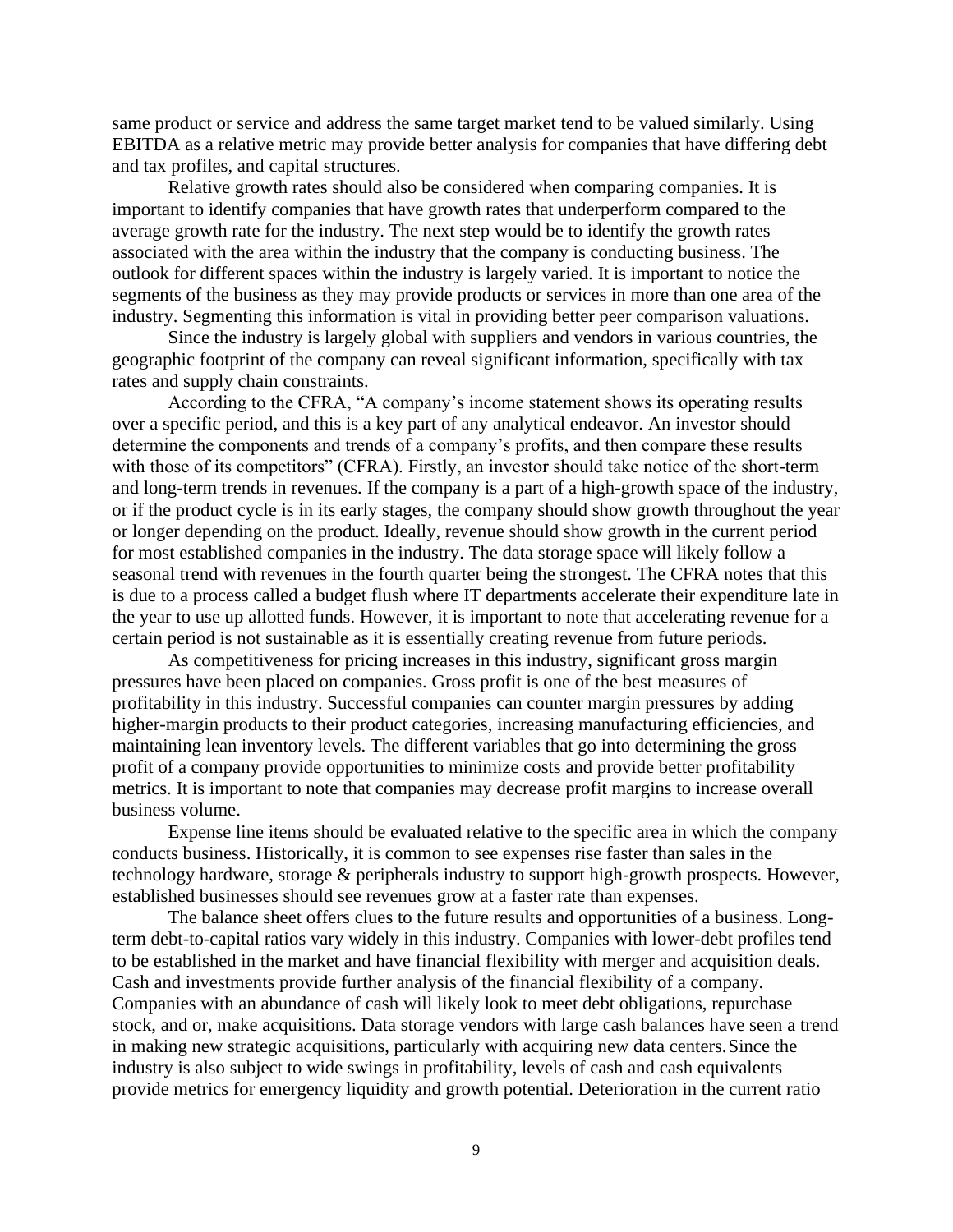same product or service and address the same target market tend to be valued similarly. Using EBITDA as a relative metric may provide better analysis for companies that have differing debt and tax profiles, and capital structures.

Relative growth rates should also be considered when comparing companies. It is important to identify companies that have growth rates that underperform compared to the average growth rate for the industry. The next step would be to identify the growth rates associated with the area within the industry that the company is conducting business. The outlook for different spaces within the industry is largely varied. It is important to notice the segments of the business as they may provide products or services in more than one area of the industry. Segmenting this information is vital in providing better peer comparison valuations.

Since the industry is largely global with suppliers and vendors in various countries, the geographic footprint of the company can reveal significant information, specifically with tax rates and supply chain constraints.

According to the CFRA, "A company's income statement shows its operating results over a specific period, and this is a key part of any analytical endeavor. An investor should determine the components and trends of a company's profits, and then compare these results with those of its competitors" (CFRA). Firstly, an investor should take notice of the short-term and long-term trends in revenues. If the company is a part of a high-growth space of the industry, or if the product cycle is in its early stages, the company should show growth throughout the year or longer depending on the product. Ideally, revenue should show growth in the current period for most established companies in the industry. The data storage space will likely follow a seasonal trend with revenues in the fourth quarter being the strongest. The CFRA notes that this is due to a process called a budget flush where IT departments accelerate their expenditure late in the year to use up allotted funds. However, it is important to note that accelerating revenue for a certain period is not sustainable as it is essentially creating revenue from future periods.

As competitiveness for pricing increases in this industry, significant gross margin pressures have been placed on companies. Gross profit is one of the best measures of profitability in this industry. Successful companies can counter margin pressures by adding higher-margin products to their product categories, increasing manufacturing efficiencies, and maintaining lean inventory levels. The different variables that go into determining the gross profit of a company provide opportunities to minimize costs and provide better profitability metrics. It is important to note that companies may decrease profit margins to increase overall business volume.

Expense line items should be evaluated relative to the specific area in which the company conducts business. Historically, it is common to see expenses rise faster than sales in the technology hardware, storage & peripherals industry to support high-growth prospects. However, established businesses should see revenues grow at a faster rate than expenses.

The balance sheet offers clues to the future results and opportunities of a business. Long-term debt-to-capital ratios vary widely in this industry. Companies with lower-debt profiles tend to be established in the market and have financial flexibility with merger and acquisition deals. Cash and investments provide further analysis of the financial flexibility of a company. Companies with an abundance of cash will likely look to meet debt obligations, repurchase stock, and or, make acquisitions. Data storage vendors with large cash balances have seen a trend in making new strategic acquisitions, particularly with acquiring new data centers. Since the industry is also subject to wide swings in profitability, levels of cash and cash equivalents provide metrics for emergency liquidity and growth potential. Deterioration in the current ratio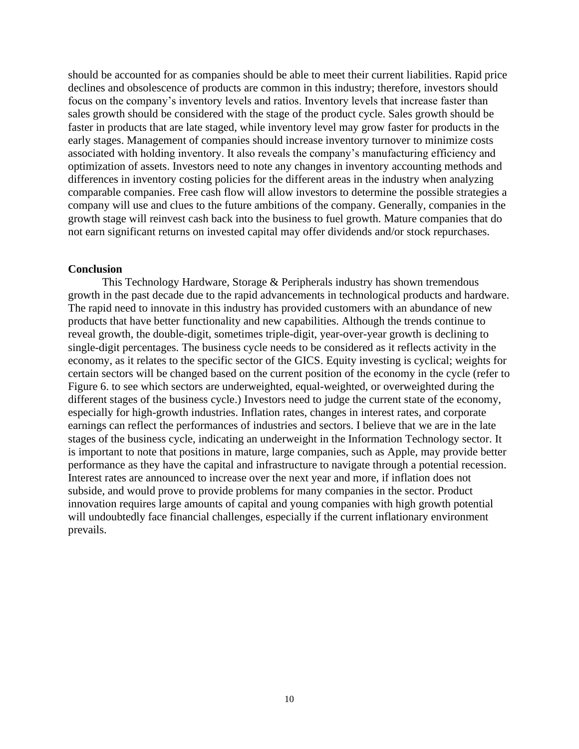should be accounted for as companies should be able to meet their current liabilities. Rapid price declines and obsolescence of products are common in this industry; therefore, investors should focus on the company's inventory levels and ratios. Inventory levels that increase faster than sales growth should be considered with the stage of the product cycle. Sales growth should be faster in products that are late staged, while inventory level may grow faster for products in the early stages. Management of companies should increase inventory turnover to minimize costs associated with holding inventory. It also reveals the company's manufacturing efficiency and optimization of assets. Investors need to note any changes in inventory accounting methods and differences in inventory costing policies for the different areas in the industry when analyzing comparable companies. Free cash flow will allow investors to determine the possible strategies a company will use and clues to the future ambitions of the company. Generally, companies in the growth stage will reinvest cash back into the business to fuel growth. Mature companies that do not earn significant returns on invested capital may offer dividends and/or stock repurchases.

**Conclusion**

This Technology Hardware, Storage & Peripherals industry has shown tremendous growth in the past decade due to the rapid advancements in technological products and hardware. The rapid need to innovate in this industry has provided customers with an abundance of new products that have better functionality and new capabilities. Although the trends continue to reveal growth, the double-digit, sometimes triple-digit, year-over-year growth is declining to single-digit percentages. The business cycle needs to be considered as it reflects activity in the economy, as it relates to the specific sector of the GICS. Equity investing is cyclical; weights for certain sectors will be changed based on the current position of the economy in the cycle (refer to Figure 6. to see which sectors are underweighted, equal-weighted, or overweighted during the different stages of the business cycle.) Investors need to judge the current state of the economy, especially for high-growth industries. Inflation rates, changes in interest rates, and corporate earnings can reflect the performances of industries and sectors. I believe that we are in the late stages of the business cycle, indicating an underweight in the Information Technology sector. It is important to note that positions in mature, large companies, such as Apple, may provide better performance as they have the capital and infrastructure to navigate through a potential recession. Interest rates are announced to increase over the next year and more, if inflation does not subside, and would prove to provide problems for many companies in the sector. Product innovation requires large amounts of capital and young companies with high growth potential will undoubtedly face financial challenges, especially if the current inflationary environment prevails.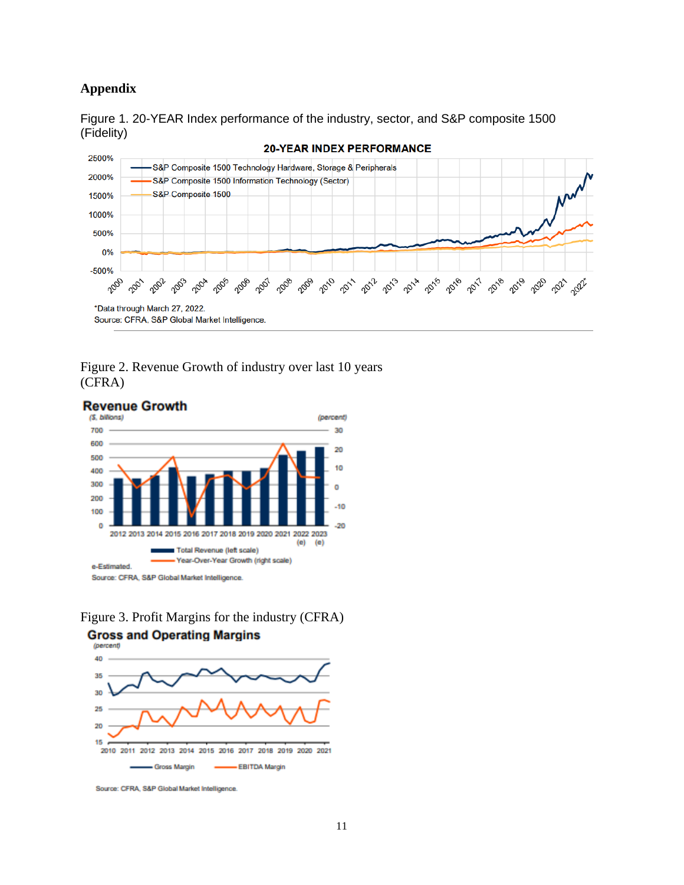## Appendix

Figure 1. 20-YEAR Index performance of the industry, sector, and S&P composite 1500 (Fidelity)

Figure 2. Revenue Growth of industry over last 10 years (CFRA)

Figure 3. Profit Margins for the industry (CFRA)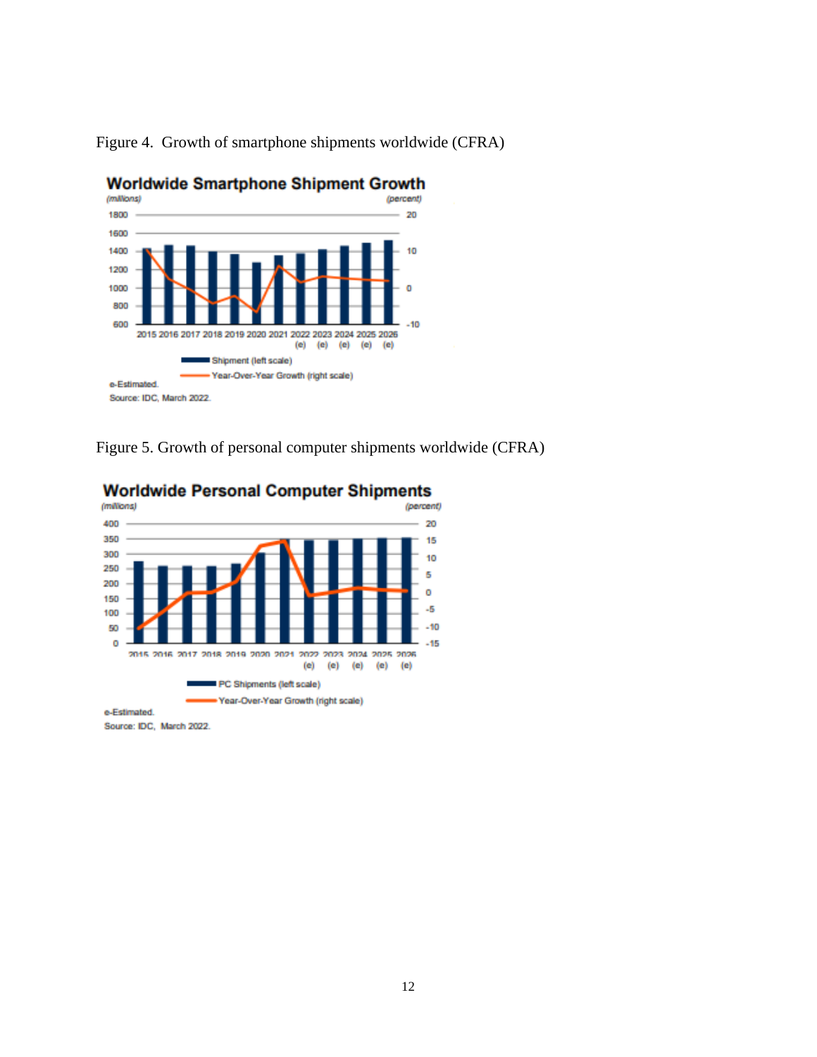Figure 4. Growth of smartphone shipments worldwide (CFRA)

Figure 5. Growth of personal computer shipments worldwide (CFRA)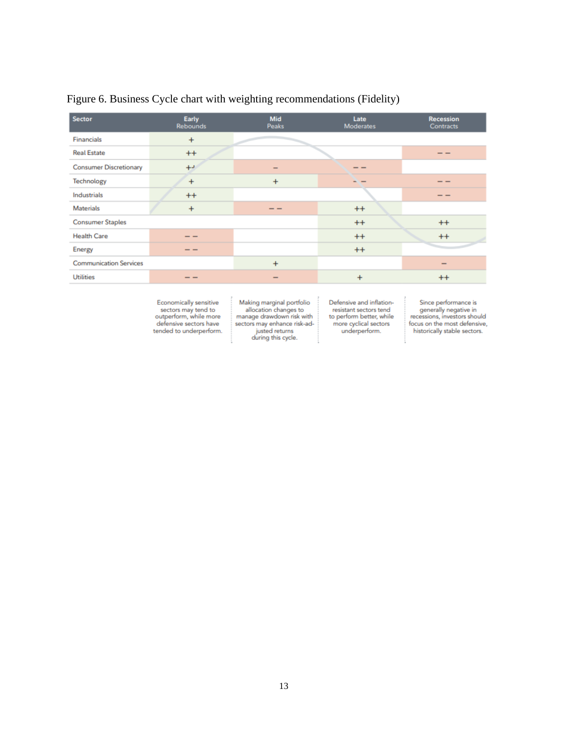Figure 6. Business Cycle chart with weighting recommendations (Fidelity)

| Sector | Early Rebounds | Mid Peaks | Late Moderates | Recession Contracts |
|---|---|---|---|---|
| Financials | + | | | |
| Real Estate | ++ | | | – – |
| Consumer Discretionary | ++ | – | – – | |
| Technology | + | + | – – | – – |
| Industrials | ++ | | | – – |
| Materials | + | – – | ++ | |
| Consumer Staples | | | ++ | ++ |
| Health Care | – – | | ++ | ++ |
| Energy | – – | | ++ | |
| Communication Services | | + | | – |
| Utilities | – – | – | + | ++ |
| | Economically sensitive sectors may tend to outperform, while more defensive sectors have tended to underperform. | Making marginal portfolio allocation changes to manage drawdown risk with sectors may enhance risk-adjusted returns during this cycle. | Defensive and inflation-resistant sectors tend to perform better, while more cyclical sectors underperform. | Since performance is generally negative in recessions, investors should focus on the most defensive, historically stable sectors. |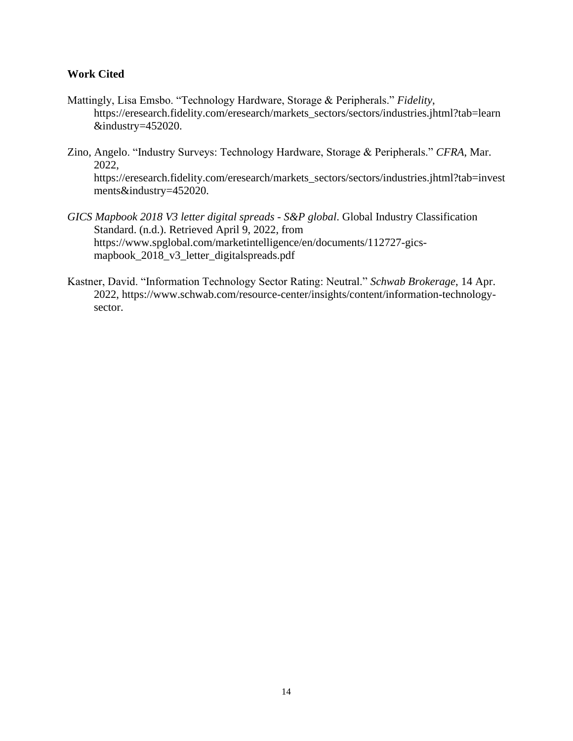**Work Cited**

Mattingly, Lisa Emsbo. "Technology Hardware, Storage & Peripherals." *Fidelity*, https://eresearch.fidelity.com/eresearch/markets_sectors/sectors/industries.jhtml?tab=learn&industry=452020.

Zino, Angelo. "Industry Surveys: Technology Hardware, Storage & Peripherals." *CFRA*, Mar. 2022, https://eresearch.fidelity.com/eresearch/markets_sectors/sectors/industries.jhtml?tab=investments&industry=452020.

*GICS Mapbook 2018 V3 letter digital spreads - S&P global*. Global Industry Classification Standard. (n.d.). Retrieved April 9, 2022, from https://www.spglobal.com/marketintelligence/en/documents/112727-gics-mapbook_2018_v3_letter_digitalspreads.pdf

Kastner, David. "Information Technology Sector Rating: Neutral." *Schwab Brokerage*, 14 Apr. 2022, https://www.schwab.com/resource-center/insights/content/information-technology-sector.